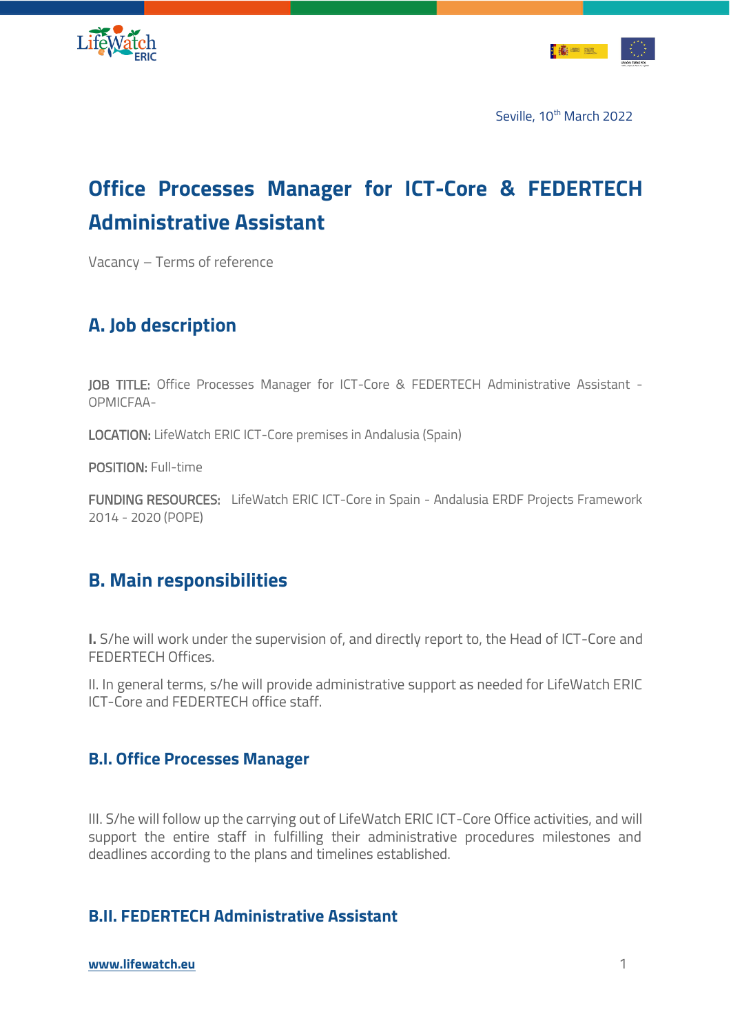Seville, 10th March 2022

# Office Processes Manager for ICT-Core & FEDERTECH Administrative Assistant

Vacancy – Terms of reference

## A. Job description

JOB TITLE: Office Processes Manager for ICT-Core & FEDERTECH Administrative Assistant -OPMICFAA-

LOCATION: LifeWatch ERIC ICT-Core premises in Andalusia (Spain)

POSITION: Full-time

FUNDING RESOURCES: LifeWatch ERIC ICT-Core in Spain - Andalusia ERDF Projects Framework 2014 - 2020 (POPE)

## B. Main responsibilities

**I.** S/he will work under the supervision of, and directly report to, the Head of ICT-Core and FEDERTECH Offices.

II. In general terms, s/he will provide administrative support as needed for LifeWatch ERIC ICT-Core and FEDERTECH office staff.

### B.I. Office Processes Manager

III. S/he will follow up the carrying out of LifeWatch ERIC ICT-Core Office activities, and will support the entire staff in fulfilling their administrative procedures milestones and deadlines according to the plans and timelines established.

### B.II. FEDERTECH Administrative Assistant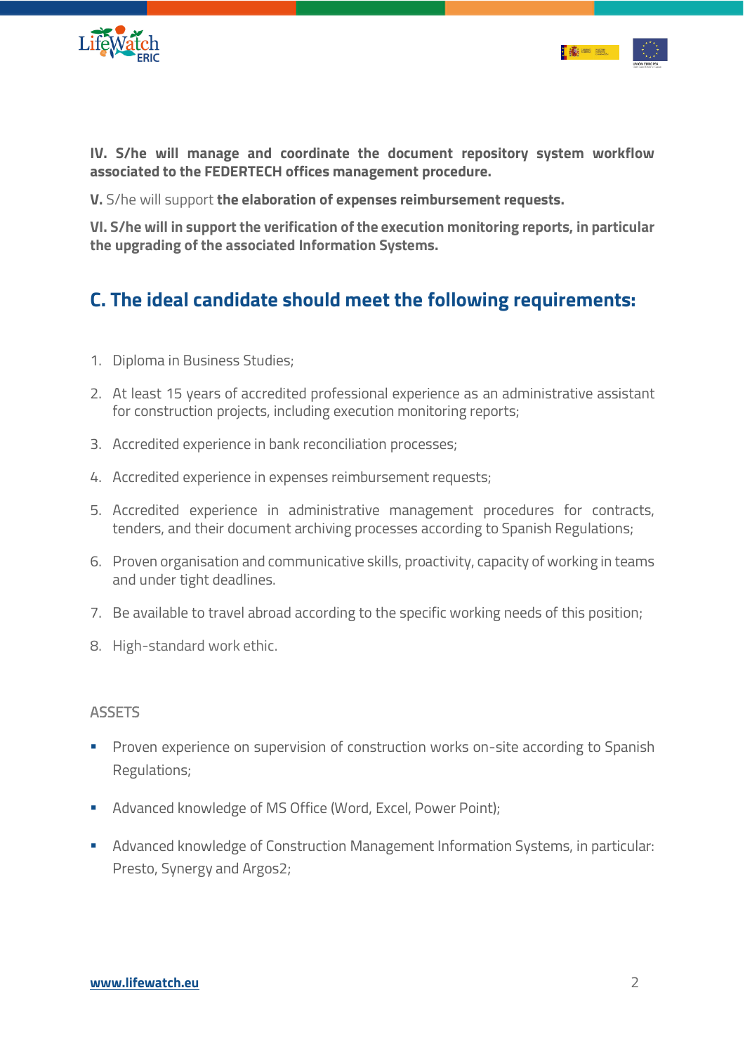**IV. S/he will manage and coordinate the document repository system workflow associated to the FEDERTECH offices management procedure.**

**V.** S/he will support **the elaboration of expenses reimbursement requests.**

**VI. S/he will in support the verification of the execution monitoring reports, in particular the upgrading of the associated Information Systems.**

## C. The ideal candidate should meet the following requirements:

1. Diploma in Business Studies;
2. At least 15 years of accredited professional experience as an administrative assistant for construction projects, including execution monitoring reports;
3. Accredited experience in bank reconciliation processes;
4. Accredited experience in expenses reimbursement requests;
5. Accredited experience in administrative management procedures for contracts, tenders, and their document archiving processes according to Spanish Regulations;
6. Proven organisation and communicative skills, proactivity, capacity of working in teams and under tight deadlines.
7. Be available to travel abroad according to the specific working needs of this position;
8. High-standard work ethic.

ASSETS

- Proven experience on supervision of construction works on-site according to Spanish Regulations;
- Advanced knowledge of MS Office (Word, Excel, Power Point);
- Advanced knowledge of Construction Management Information Systems, in particular: Presto, Synergy and Argos2;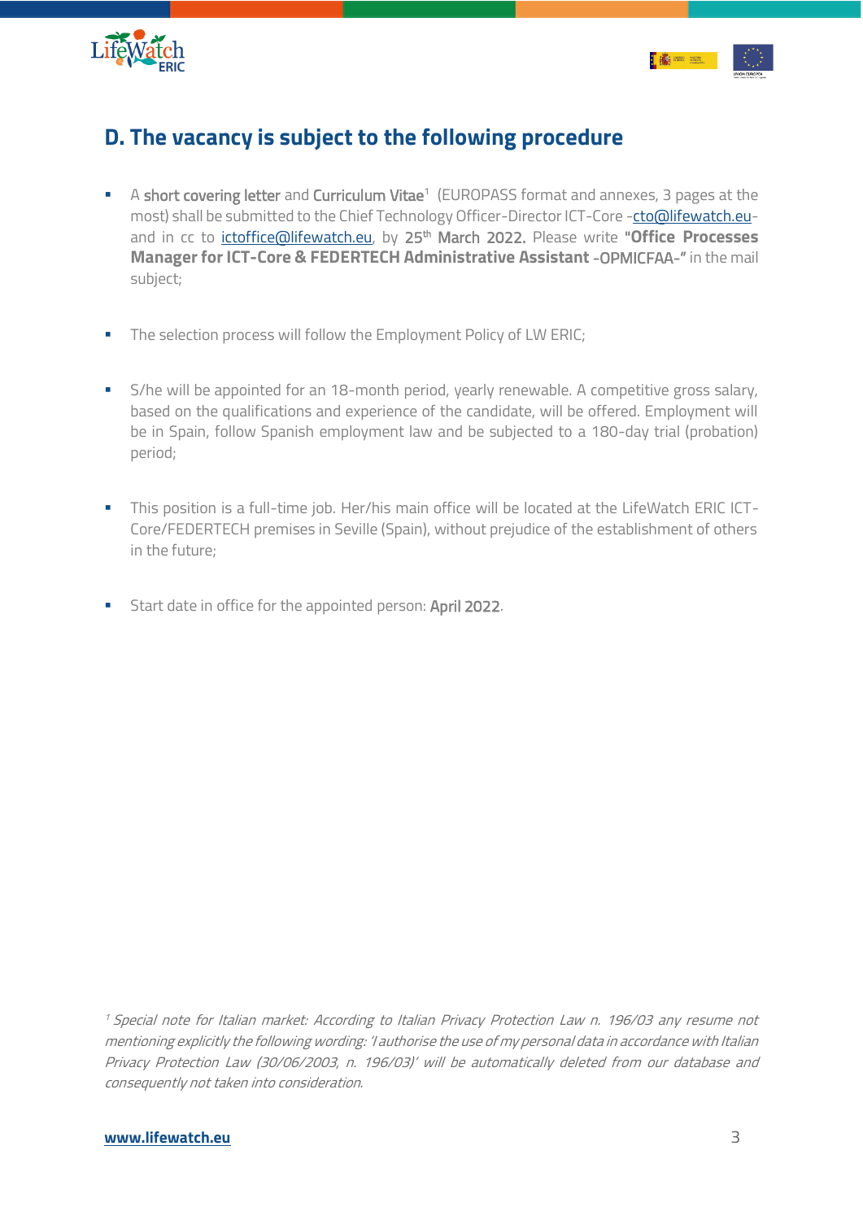## D. The vacancy is subject to the following procedure

- A **short covering letter** and **Curriculum Vitae**[1] (EUROPASS format and annexes, 3 pages at the most) shall be submitted to the Chief Technology Officer-Director ICT-Core -cto@lifewatch.eu- and in cc to ictoffice@lifewatch.eu, by **25th March 2022.** Please write **"Office Processes Manager for ICT-Core & FEDERTECH Administrative Assistant -OPMICFAA-"** in the mail subject;

- The selection process will follow the Employment Policy of LW ERIC;

- S/he will be appointed for an 18-month period, yearly renewable. A competitive gross salary, based on the qualifications and experience of the candidate, will be offered. Employment will be in Spain, follow Spanish employment law and be subjected to a 180-day trial (probation) period;

- This position is a full-time job. Her/his main office will be located at the LifeWatch ERIC ICT-Core/FEDERTECH premises in Seville (Spain), without prejudice of the establishment of others in the future;

- Start date in office for the appointed person: **April 2022**.

[1] *Special note for Italian market: According to Italian Privacy Protection Law n. 196/03 any resume not mentioning explicitly the following wording: 'I authorise the use of my personal data in accordance with Italian Privacy Protection Law (30/06/2003, n. 196/03)' will be automatically deleted from our database and consequently not taken into consideration.*

www.lifewatch.eu